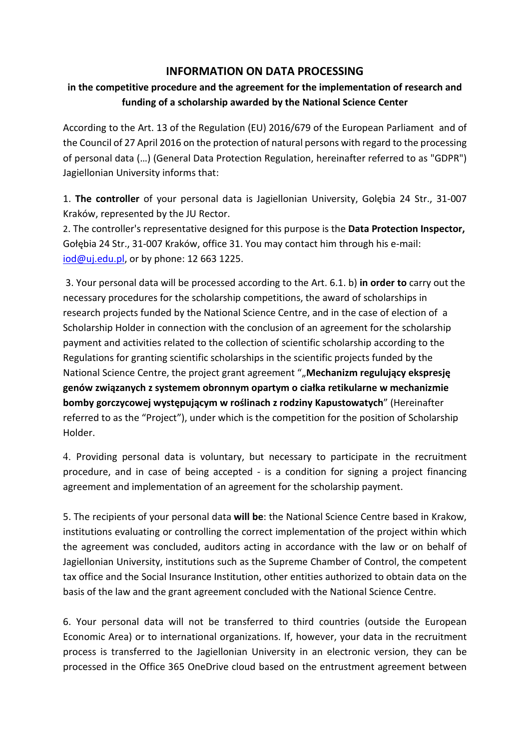# INFORMATION ON DATA PROCESSING

## in the competitive procedure and the agreement for the implementation of research and funding of a scholarship awarded by the National Science Center

According to the Art. 13 of the Regulation (EU) 2016/679 of the European Parliament and of the Council of 27 April 2016 on the protection of natural persons with regard to the processing of personal data (…) (General Data Protection Regulation, hereinafter referred to as "GDPR") Jagiellonian University informs that:

1. **The controller** of your personal data is Jagiellonian University, Golębia 24 Str., 31-007 Kraków, represented by the JU Rector.
2. The controller's representative designed for this purpose is the **Data Protection Inspector,** Gołębia 24 Str., 31-007 Kraków, office 31. You may contact him through his e-mail: iod@uj.edu.pl, or by phone: 12 663 1225.

3. Your personal data will be processed according to the Art. 6.1. b) **in order to** carry out the necessary procedures for the scholarship competitions, the award of scholarships in research projects funded by the National Science Centre, and in the case of election of a Scholarship Holder in connection with the conclusion of an agreement for the scholarship payment and activities related to the collection of scientific scholarship according to the Regulations for granting scientific scholarships in the scientific projects funded by the National Science Centre, the project grant agreement "„**Mechanizm regulujący ekspresję genów związanych z systemem obronnym opartym o ciałka retikularne w mechanizmie bomby gorczycowej występującym w roślinach z rodziny Kapustowatych**" (Hereinafter referred to as the "Project"), under which is the competition for the position of Scholarship Holder.

4. Providing personal data is voluntary, but necessary to participate in the recruitment procedure, and in case of being accepted - is a condition for signing a project financing agreement and implementation of an agreement for the scholarship payment.

5. The recipients of your personal data **will be**: the National Science Centre based in Krakow, institutions evaluating or controlling the correct implementation of the project within which the agreement was concluded, auditors acting in accordance with the law or on behalf of Jagiellonian University, institutions such as the Supreme Chamber of Control, the competent tax office and the Social Insurance Institution, other entities authorized to obtain data on the basis of the law and the grant agreement concluded with the National Science Centre.

6. Your personal data will not be transferred to third countries (outside the European Economic Area) or to international organizations. If, however, your data in the recruitment process is transferred to the Jagiellonian University in an electronic version, they can be processed in the Office 365 OneDrive cloud based on the entrustment agreement between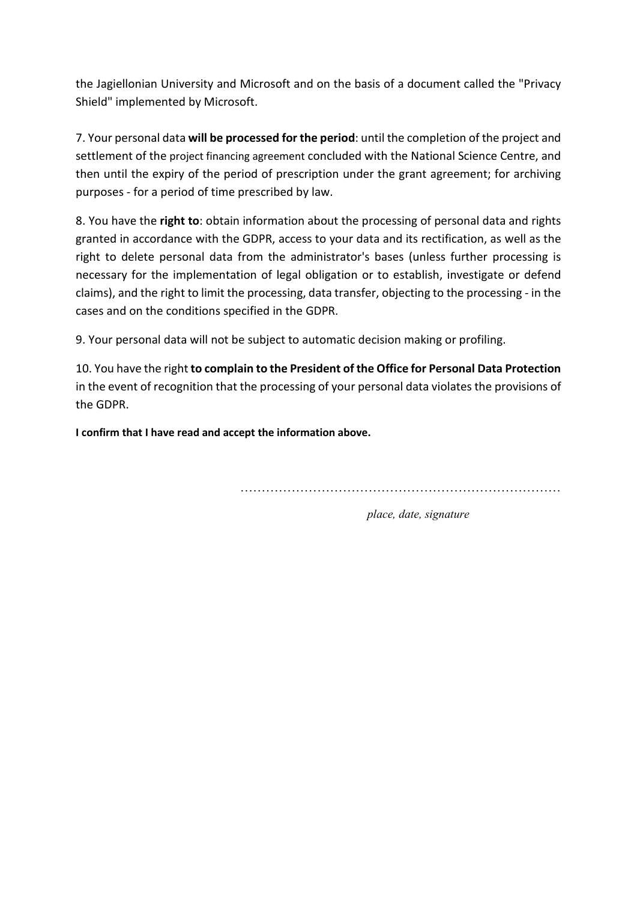the Jagiellonian University and Microsoft and on the basis of a document called the "Privacy Shield" implemented by Microsoft.

7. Your personal data **will be processed for the period**: until the completion of the project and settlement of the project financing agreement concluded with the National Science Centre, and then until the expiry of the period of prescription under the grant agreement; for archiving purposes - for a period of time prescribed by law.

8. You have the **right to**: obtain information about the processing of personal data and rights granted in accordance with the GDPR, access to your data and its rectification, as well as the right to delete personal data from the administrator's bases (unless further processing is necessary for the implementation of legal obligation or to establish, investigate or defend claims), and the right to limit the processing, data transfer, objecting to the processing - in the cases and on the conditions specified in the GDPR.

9. Your personal data will not be subject to automatic decision making or profiling.

10. You have the right **to complain to the President of the Office for Personal Data Protection** in the event of recognition that the processing of your personal data violates the provisions of the GDPR.

**I confirm that I have read and accept the information above.**

……………………………………………………………………

*place, date, signature*